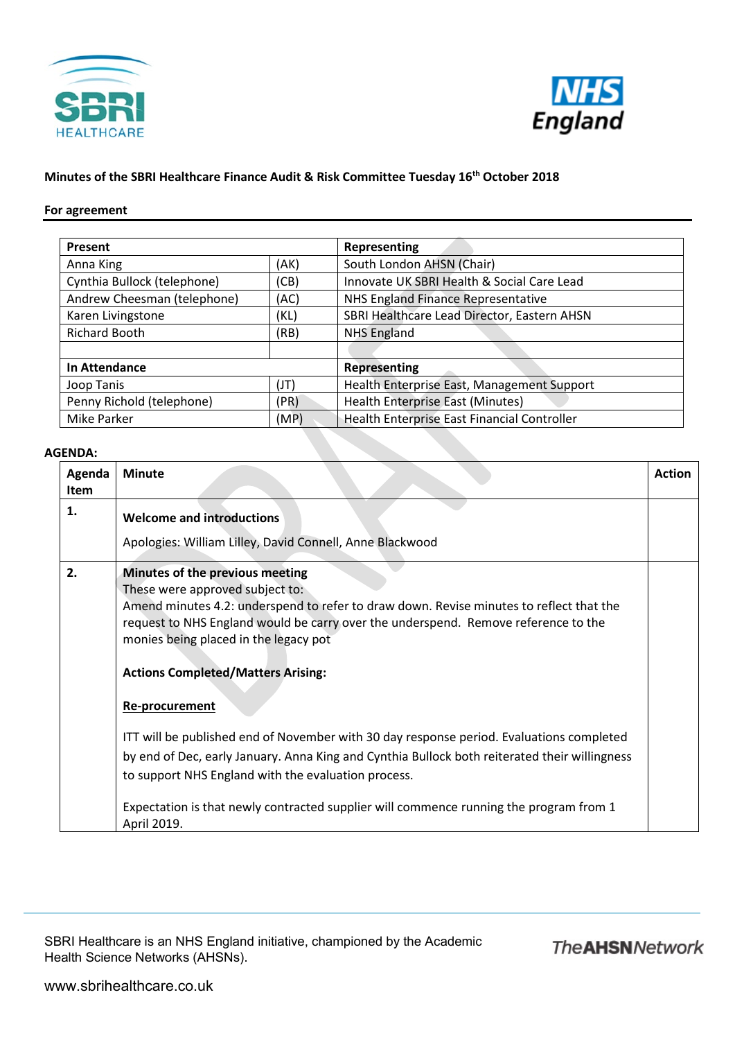**Minutes of the SBRI Healthcare Finance Audit & Risk Committee Tuesday 16th October 2018**

**For agreement**

| Present | | Representing |
|---|---|---|
| Anna King | (AK) | South London AHSN (Chair) |
| Cynthia Bullock (telephone) | (CB) | Innovate UK SBRI Health & Social Care Lead |
| Andrew Cheesman (telephone) | (AC) | NHS England Finance Representative |
| Karen Livingstone | (KL) | SBRI Healthcare Lead Director, Eastern AHSN |
| Richard Booth | (RB) | NHS England |
| | | |
| **In Attendance** | | **Representing** |
| Joop Tanis | (JT) | Health Enterprise East, Management Support |
| Penny Richold (telephone) | (PR) | Health Enterprise East (Minutes) |
| Mike Parker | (MP) | Health Enterprise East Financial Controller |

**AGENDA:**

| Agenda Item | Minute | Action |
|---|---|---|
| **1.** | **Welcome and introductions**<br><br>Apologies: William Lilley, David Connell, Anne Blackwood | |
| **2.** | **Minutes of the previous meeting**<br>These were approved subject to:<br>Amend minutes 4.2: underspend to refer to draw down. Revise minutes to reflect that the request to NHS England would be carry over the underspend. Remove reference to the monies being placed in the legacy pot<br><br>**Actions Completed/Matters Arising:**<br><br>**Re-procurement**<br><br>ITT will be published end of November with 30 day response period. Evaluations completed by end of Dec, early January. Anna King and Cynthia Bullock both reiterated their willingness to support NHS England with the evaluation process.<br><br>Expectation is that newly contracted supplier will commence running the program from 1 April 2019. | |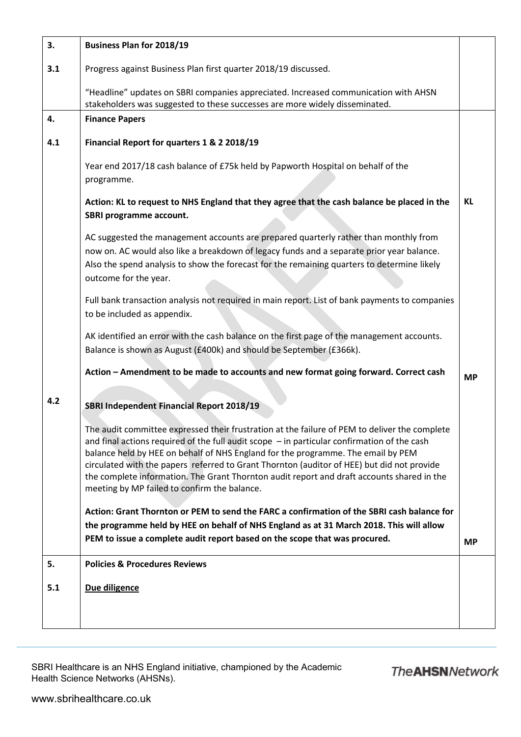| | | |
|---|---|---|
| **3.** | **Business Plan for 2018/19** | |
| **3.1** | Progress against Business Plan first quarter 2018/19 discussed.<br><br>"Headline" updates on SBRI companies appreciated. Increased communication with AHSN stakeholders was suggested to these successes are more widely disseminated. | |
| **4.** | **Finance Papers** | |
| **4.1** | **Financial Report for quarters 1 & 2 2018/19**<br><br>Year end 2017/18 cash balance of £75k held by Papworth Hospital on behalf of the programme.<br><br>**Action: KL to request to NHS England that they agree that the cash balance be placed in the SBRI programme account.**<br><br>AC suggested the management accounts are prepared quarterly rather than monthly from now on. AC would also like a breakdown of legacy funds and a separate prior year balance. Also the spend analysis to show the forecast for the remaining quarters to determine likely outcome for the year.<br><br>Full bank transaction analysis not required in main report. List of bank payments to companies to be included as appendix.<br><br>AK identified an error with the cash balance on the first page of the management accounts. Balance is shown as August (£400k) and should be September (£366k).<br><br>**Action – Amendment to be made to accounts and new format going forward. Correct cash** | **KL**<br><br><br><br><br><br><br><br><br>**MP** |
| **4.2** | **SBRI Independent Financial Report 2018/19**<br><br>The audit committee expressed their frustration at the failure of PEM to deliver the complete and final actions required of the full audit scope – in particular confirmation of the cash balance held by HEE on behalf of NHS England for the programme. The email by PEM circulated with the papers referred to Grant Thornton (auditor of HEE) but did not provide the complete information. The Grant Thornton audit report and draft accounts shared in the meeting by MP failed to confirm the balance.<br><br>**Action: Grant Thornton or PEM to send the FARC a confirmation of the SBRI cash balance for the programme held by HEE on behalf of NHS England as at 31 March 2018. This will allow PEM to issue a complete audit report based on the scope that was procured.** | **MP** |
| **5.** | **Policies & Procedures Reviews** | |
| **5.1** | <u>**Due diligence**</u> | |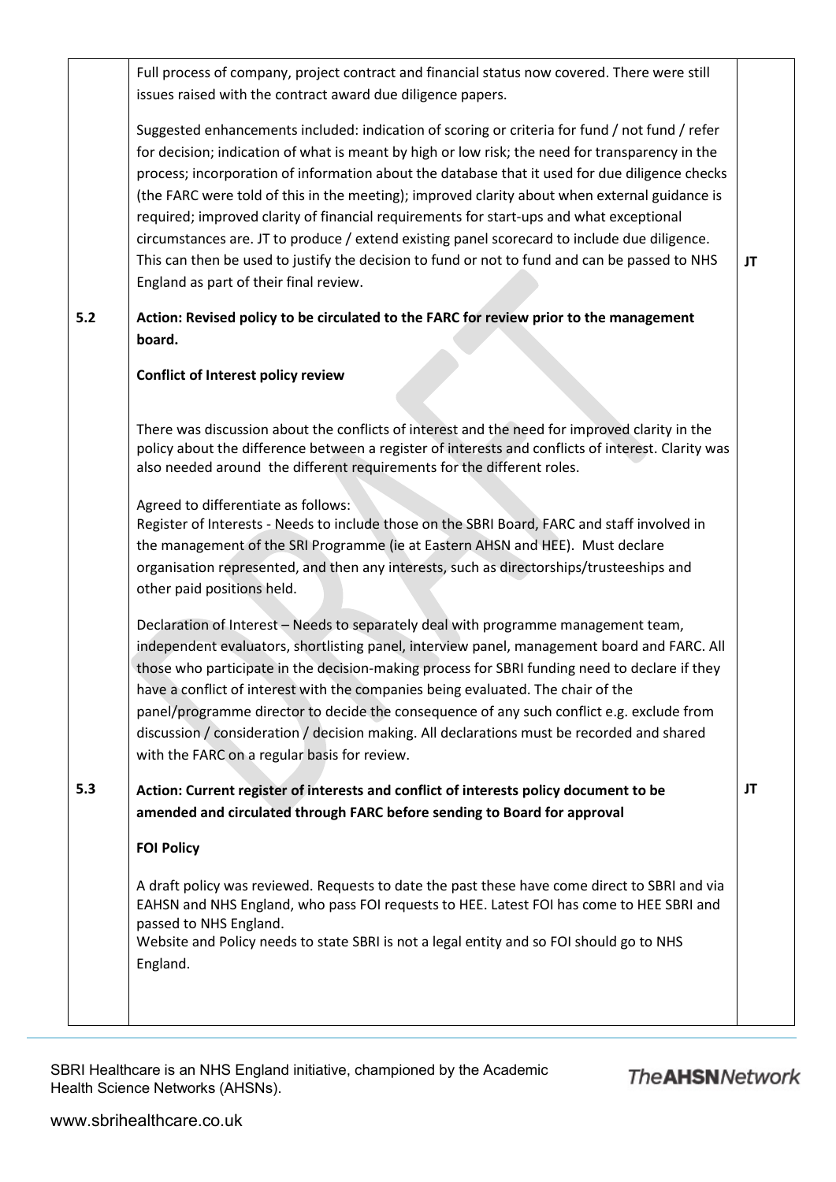| | | |
|---|---|---|
| | Full process of company, project contract and financial status now covered. There were still issues raised with the contract award due diligence papers.<br><br>Suggested enhancements included: indication of scoring or criteria for fund / not fund / refer for decision; indication of what is meant by high or low risk; the need for transparency in the process; incorporation of information about the database that it used for due diligence checks (the FARC were told of this in the meeting); improved clarity about when external guidance is required; improved clarity of financial requirements for start-ups and what exceptional circumstances are. JT to produce / extend existing panel scorecard to include due diligence. This can then be used to justify the decision to fund or not to fund and can be passed to NHS England as part of their final review. | **JT** |
| **5.2** | **Action: Revised policy to be circulated to the FARC for review prior to the management board.**<br><br>**Conflict of Interest policy review**<br><br>There was discussion about the conflicts of interest and the need for improved clarity in the policy about the difference between a register of interests and conflicts of interest. Clarity was also needed around the different requirements for the different roles.<br><br>Agreed to differentiate as follows:<br>Register of Interests - Needs to include those on the SBRI Board, FARC and staff involved in the management of the SRI Programme (ie at Eastern AHSN and HEE). Must declare organisation represented, and then any interests, such as directorships/trusteeships and other paid positions held.<br><br>Declaration of Interest – Needs to separately deal with programme management team, independent evaluators, shortlisting panel, interview panel, management board and FARC. All those who participate in the decision-making process for SBRI funding need to declare if they have a conflict of interest with the companies being evaluated. The chair of the panel/programme director to decide the consequence of any such conflict e.g. exclude from discussion / consideration / decision making. All declarations must be recorded and shared with the FARC on a regular basis for review. | |
| **5.3** | **Action: Current register of interests and conflict of interests policy document to be amended and circulated through FARC before sending to Board for approval**<br><br>**FOI Policy**<br><br>A draft policy was reviewed. Requests to date the past these have come direct to SBRI and via EAHSN and NHS England, who pass FOI requests to HEE. Latest FOI has come to HEE SBRI and passed to NHS England.<br>Website and Policy needs to state SBRI is not a legal entity and so FOI should go to NHS England. | **JT** |

SBRI Healthcare is an NHS England initiative, championed by the Academic Health Science Networks (AHSNs).

The**AHSN**Network

www.sbrihealthcare.co.uk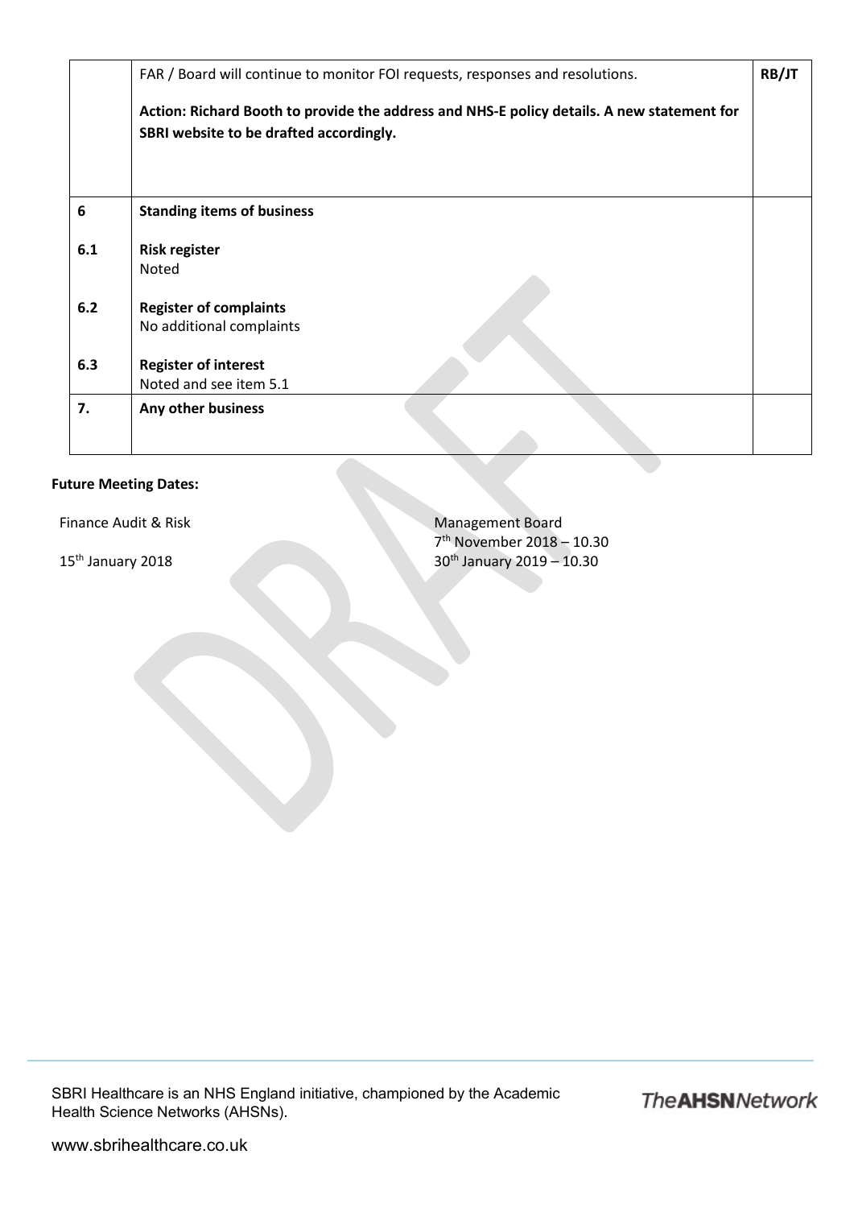| | | |
|---|---|---|
| | FAR / Board will continue to monitor FOI requests, responses and resolutions.<br><br>**Action: Richard Booth to provide the address and NHS-E policy details. A new statement for SBRI website to be drafted accordingly.** | **RB/JT** |
| **6** | **Standing items of business** | |
| **6.1** | **Risk register**<br>Noted | |
| **6.2** | **Register of complaints**<br>No additional complaints | |
| **6.3** | **Register of interest**<br>Noted and see item 5.1 | |
| **7.** | **Any other business** | |

**Future Meeting Dates:**

Finance Audit & Risk

15th January 2018

Management Board

7th November 2018 – 10.30

30th January 2019 – 10.30

SBRI Healthcare is an NHS England initiative, championed by the Academic Health Science Networks (AHSNs).

The AHSN Network

www.sbrihealthcare.co.uk